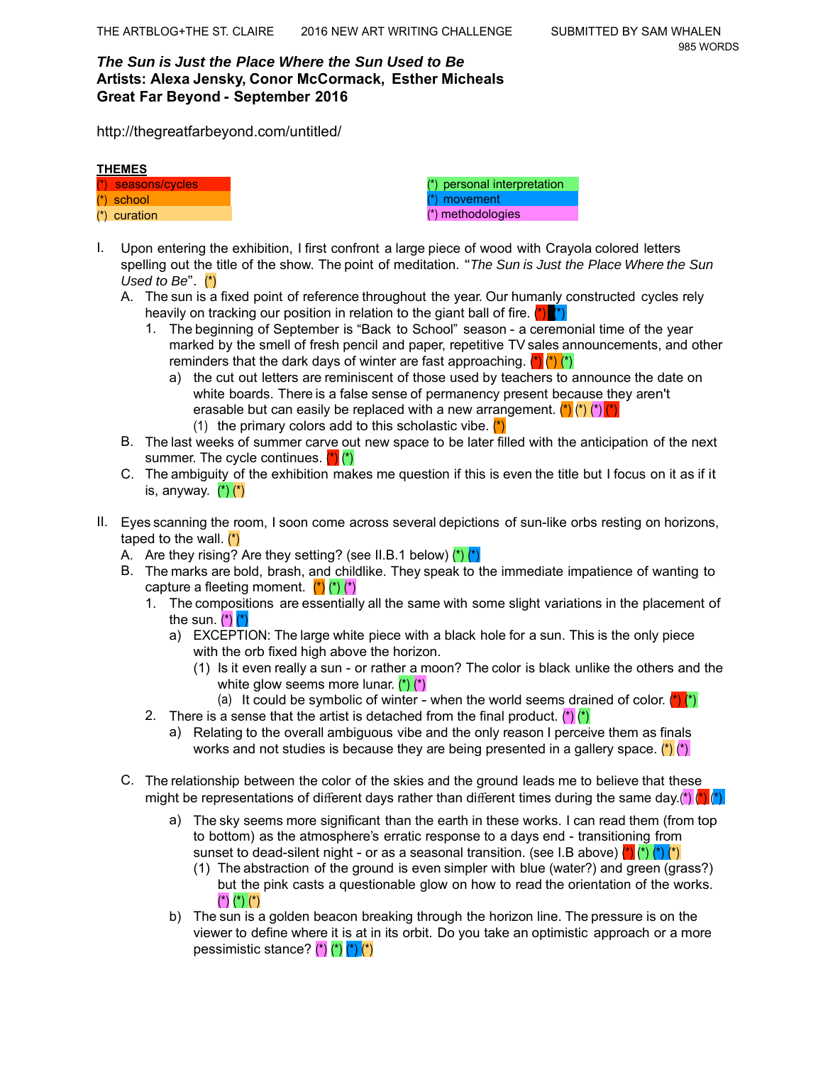THE ARTBLOG+THE ST. CLAIRE 2016 NEW ART WRITING CHALLENGE SUBMITTED BY SAM WHALEN

985 WORDS

***The Sun is Just the Place Where the Sun Used to Be***
**Artists: Alexa Jensky, Conor McCormack, Esther Micheals**
**Great Far Beyond - September 2016**

http://thegreatfarbeyond.com/untitled/

**THEMES**

(*) seasons/cycles
(*) school
(*) curation
(*) personal interpretation
(*) movement
(*) methodologies

I. Upon entering the exhibition, I first confront a large piece of wood with Crayola colored letters spelling out the title of the show. The point of meditation. "*The Sun is Just the Place Where the Sun Used to Be*". (*)
  A. The sun is a fixed point of reference throughout the year. Our humanly constructed cycles rely heavily on tracking our position in relation to the giant ball of fire. (*) (*)
    1. The beginning of September is "Back to School" season - a ceremonial time of the year marked by the smell of fresh pencil and paper, repetitive TV sales announcements, and other reminders that the dark days of winter are fast approaching. (*) (*) (*)
      a) the cut out letters are reminiscent of those used by teachers to announce the date on white boards. There is a false sense of permanency present because they aren't erasable but can easily be replaced with a new arrangement. (*) (*) (*) (*)
        (1) the primary colors add to this scholastic vibe. (*)
  B. The last weeks of summer carve out new space to be later filled with the anticipation of the next summer. The cycle continues. (*) (*)
  C. The ambiguity of the exhibition makes me question if this is even the title but I focus on it as if it is, anyway. (*) (*)

II. Eyes scanning the room, I soon come across several depictions of sun-like orbs resting on horizons, taped to the wall. (*)
  A. Are they rising? Are they setting? (see II.B.1 below) (*) (*)
  B. The marks are bold, brash, and childlike. They speak to the immediate impatience of wanting to capture a fleeting moment. (*) (*) (*)
    1. The compositions are essentially all the same with some slight variations in the placement of the sun. (*) (*)
      a) EXCEPTION: The large white piece with a black hole for a sun. This is the only piece with the orb fixed high above the horizon.
        (1) Is it even really a sun - or rather a moon? The color is black unlike the others and the white glow seems more lunar. (*) (*)
          (a) It could be symbolic of winter - when the world seems drained of color. (*) (*)
    2. There is a sense that the artist is detached from the final product. (*) (*)
      a) Relating to the overall ambiguous vibe and the only reason I perceive them as finals works and not studies is because they are being presented in a gallery space. (*) (*)
  C. The relationship between the color of the skies and the ground leads me to believe that these might be representations of different days rather than different times during the same day. (*) (*) (*)
      a) The sky seems more significant than the earth in these works. I can read them (from top to bottom) as the atmosphere's erratic response to a days end - transitioning from sunset to dead-silent night - or as a seasonal transition. (see I.B above) (*) (*) (*) (*)
        (1) The abstraction of the ground is even simpler with blue (water?) and green (grass?) but the pink casts a questionable glow on how to read the orientation of the works. (*) (*) (*)
      b) The sun is a golden beacon breaking through the horizon line. The pressure is on the viewer to define where it is at in its orbit. Do you take an optimistic approach or a more pessimistic stance? (*) (*) (*) (*)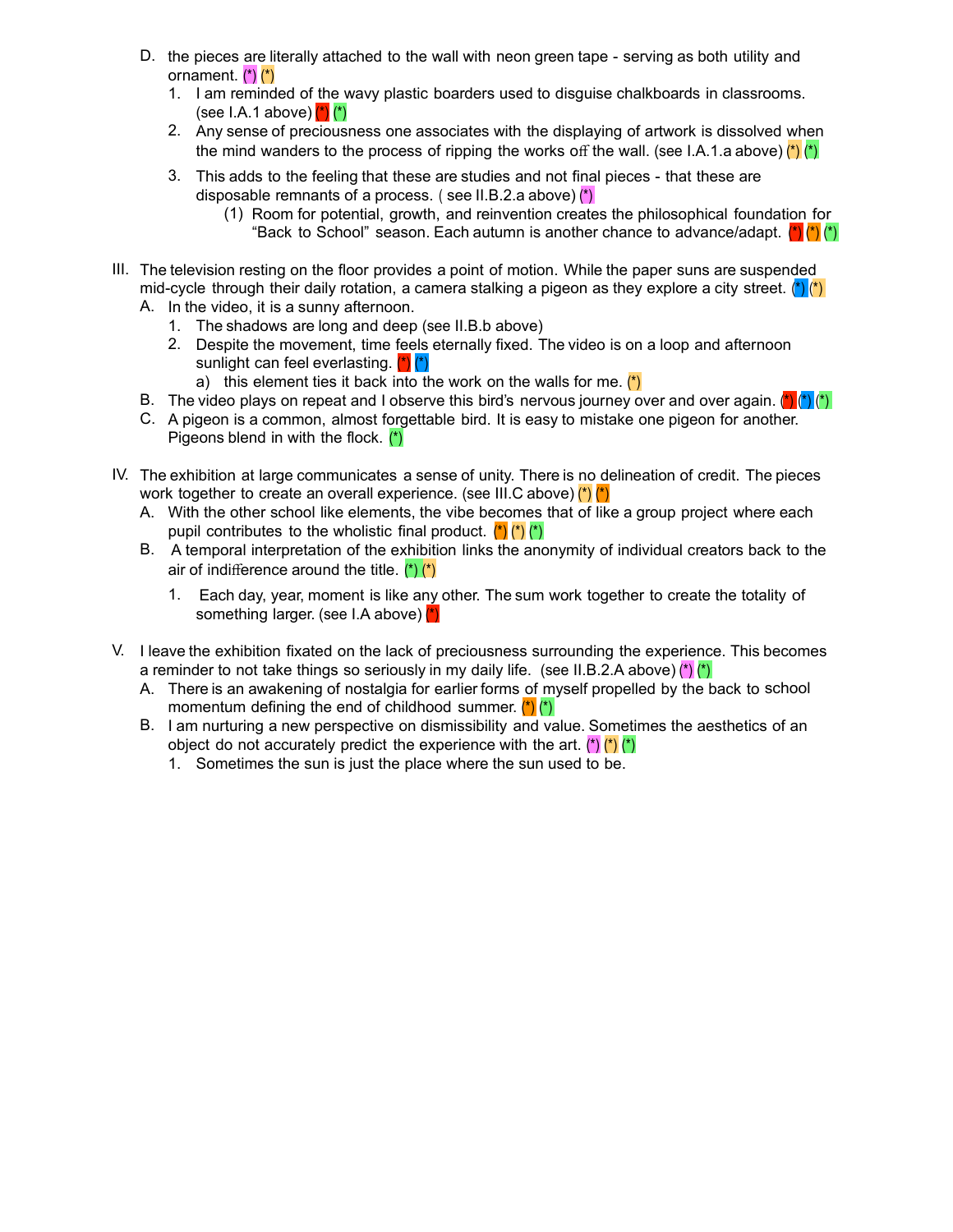D. the pieces are literally attached to the wall with neon green tape - serving as both utility and ornament. (*) (*)
   1. I am reminded of the wavy plastic boarders used to disguise chalkboards in classrooms. (see I.A.1 above) (*) (*)
   2. Any sense of preciousness one associates with the displaying of artwork is dissolved when the mind wanders to the process of ripping the works off the wall. (see I.A.1.a above) (*) (*)
   3. This adds to the feeling that these are studies and not final pieces - that these are disposable remnants of a process. ( see II.B.2.a above) (*)
      (1) Room for potential, growth, and reinvention creates the philosophical foundation for "Back to School" season. Each autumn is another chance to advance/adapt. (*) (*) (*)

III. The television resting on the floor provides a point of motion. While the paper suns are suspended mid-cycle through their daily rotation, a camera stalking a pigeon as they explore a city street. (*) (*)
   A. In the video, it is a sunny afternoon.
      1. The shadows are long and deep (see II.B.b above)
      2. Despite the movement, time feels eternally fixed. The video is on a loop and afternoon sunlight can feel everlasting. (*) (*)
         a) this element ties it back into the work on the walls for me. (*)
   B. The video plays on repeat and I observe this bird's nervous journey over and over again. (*) (*) (*)
   C. A pigeon is a common, almost forgettable bird. It is easy to mistake one pigeon for another. Pigeons blend in with the flock. (*)

IV. The exhibition at large communicates a sense of unity. There is no delineation of credit. The pieces work together to create an overall experience. (see III.C above) (*) (*)
   A. With the other school like elements, the vibe becomes that of like a group project where each pupil contributes to the wholistic final product. (*) (*) (*)
   B. A temporal interpretation of the exhibition links the anonymity of individual creators back to the air of indifference around the title. (*) (*)
      1. Each day, year, moment is like any other. The sum work together to create the totality of something larger. (see I.A above) (*)

V. I leave the exhibition fixated on the lack of preciousness surrounding the experience. This becomes a reminder to not take things so seriously in my daily life. (see II.B.2.A above) (*) (*)
   A. There is an awakening of nostalgia for earlier forms of myself propelled by the back to school momentum defining the end of childhood summer. (*) (*)
   B. I am nurturing a new perspective on dismissibility and value. Sometimes the aesthetics of an object do not accurately predict the experience with the art. (*) (*) (*)
      1. Sometimes the sun is just the place where the sun used to be.